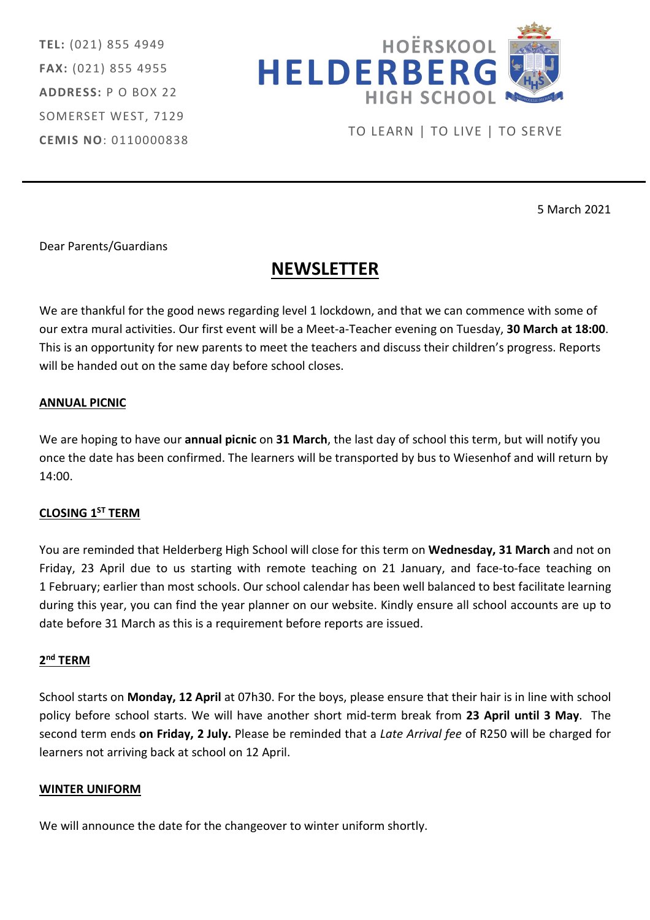**TEL:** (021) 855 4949
**FAX:** (021) 855 4955
**ADDRESS:** P O BOX 22
SOMERSET WEST, 7129
**CEMIS NO**: 0110000838

HOËRSKOOL
HELDERBERG
HIGH SCHOOL

TO LEARN | TO LIVE | TO SERVE

5 March 2021

Dear Parents/Guardians

# NEWSLETTER

We are thankful for the good news regarding level 1 lockdown, and that we can commence with some of our extra mural activities. Our first event will be a Meet-a-Teacher evening on Tuesday, **30 March at 18:00**. This is an opportunity for new parents to meet the teachers and discuss their children's progress. Reports will be handed out on the same day before school closes.

## ANNUAL PICNIC

We are hoping to have our **annual picnic** on **31 March**, the last day of school this term, but will notify you once the date has been confirmed. The learners will be transported by bus to Wiesenhof and will return by 14:00.

## CLOSING 1ST TERM

You are reminded that Helderberg High School will close for this term on **Wednesday, 31 March** and not on Friday, 23 April due to us starting with remote teaching on 21 January, and face-to-face teaching on 1 February; earlier than most schools. Our school calendar has been well balanced to best facilitate learning during this year, you can find the year planner on our website. Kindly ensure all school accounts are up to date before 31 March as this is a requirement before reports are issued.

## 2nd TERM

School starts on **Monday, 12 April** at 07h30. For the boys, please ensure that their hair is in line with school policy before school starts. We will have another short mid-term break from **23 April until 3 May**. The second term ends **on Friday, 2 July.** Please be reminded that a *Late Arrival fee* of R250 will be charged for learners not arriving back at school on 12 April.

## WINTER UNIFORM

We will announce the date for the changeover to winter uniform shortly.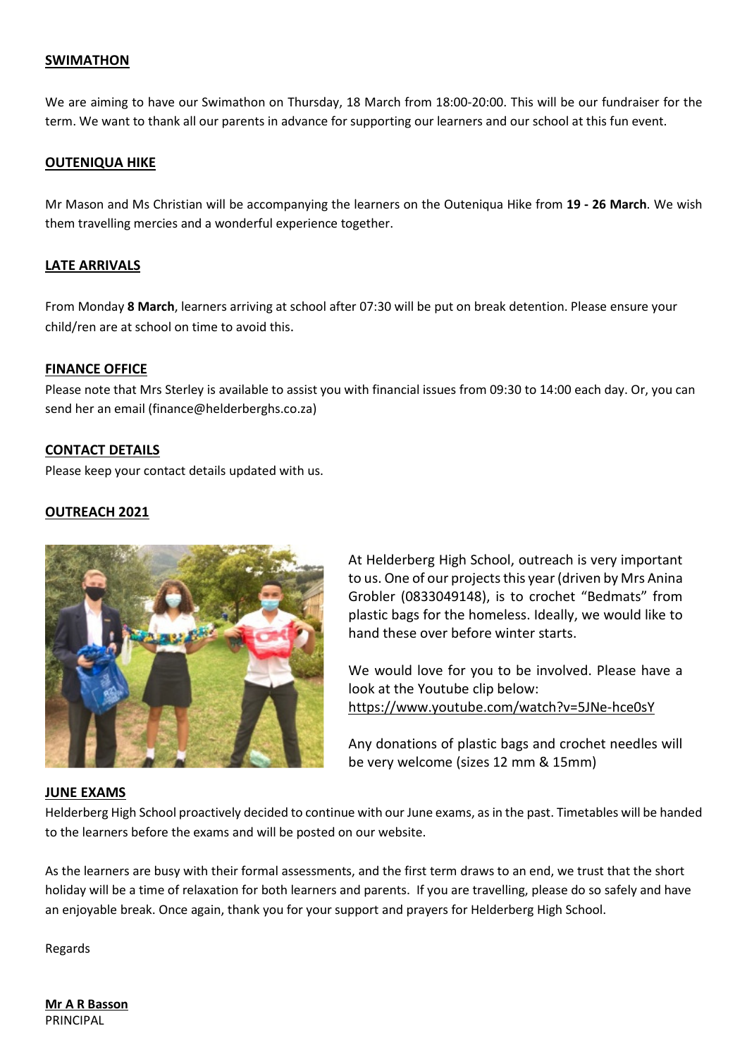## SWIMATHON

We are aiming to have our Swimathon on Thursday, 18 March from 18:00-20:00. This will be our fundraiser for the term. We want to thank all our parents in advance for supporting our learners and our school at this fun event.

## OUTENIQUA HIKE

Mr Mason and Ms Christian will be accompanying the learners on the Outeniqua Hike from **19 - 26 March**. We wish them travelling mercies and a wonderful experience together.

## LATE ARRIVALS

From Monday **8 March**, learners arriving at school after 07:30 will be put on break detention. Please ensure your child/ren are at school on time to avoid this.

## FINANCE OFFICE

Please note that Mrs Sterley is available to assist you with financial issues from 09:30 to 14:00 each day. Or, you can send her an email (finance@helderberghs.co.za)

## CONTACT DETAILS

Please keep your contact details updated with us.

## OUTREACH 2021

At Helderberg High School, outreach is very important to us. One of our projects this year (driven by Mrs Anina Grobler (0833049148), is to crochet "Bedmats" from plastic bags for the homeless. Ideally, we would like to hand these over before winter starts.

We would love for you to be involved. Please have a look at the Youtube clip below:
https://www.youtube.com/watch?v=5JNe-hce0sY

Any donations of plastic bags and crochet needles will be very welcome (sizes 12 mm & 15mm)

## JUNE EXAMS

Helderberg High School proactively decided to continue with our June exams, as in the past. Timetables will be handed to the learners before the exams and will be posted on our website.

As the learners are busy with their formal assessments, and the first term draws to an end, we trust that the short holiday will be a time of relaxation for both learners and parents. If you are travelling, please do so safely and have an enjoyable break. Once again, thank you for your support and prayers for Helderberg High School.

Regards

**Mr A R Basson**
PRINCIPAL